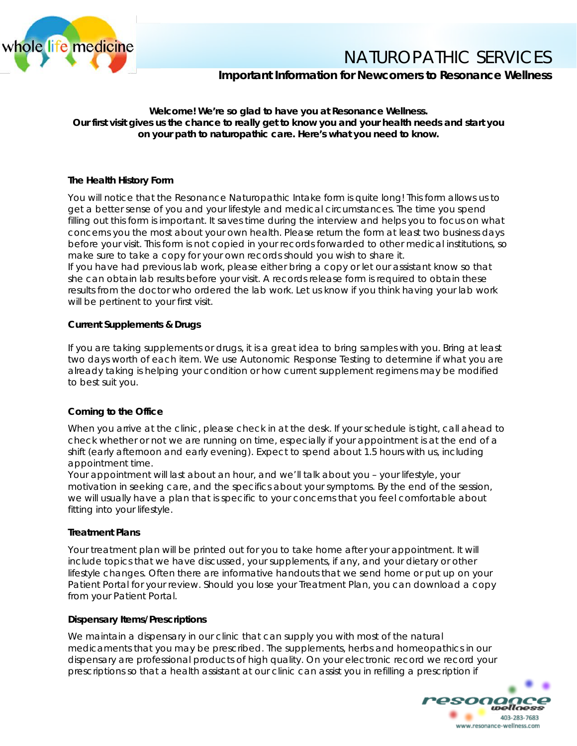# NATUROPATHIC SERVICES

**Important Information for Newcomers to Resonance Wellness**

**Welcome! We're so glad to have you at Resonance Wellness.**
**Our first visit gives us the chance to really get to know you and your health needs and start you on your path to naturopathic care. Here's what you need to know.**

### The Health History Form

You will notice that the Resonance Naturopathic Intake form is quite long! This form allows us to get a better sense of you and your lifestyle and medical circumstances. The time you spend filling out this form is important. It saves time during the interview and helps you to focus on what concerns you the most about your own health. Please return the form at least two business days before your visit. This form is not copied in your records forwarded to other medical institutions, so make sure to take a copy for your own records should you wish to share it.
If you have had previous lab work, please either bring a copy or let our assistant know so that she can obtain lab results before your visit. A records release form is required to obtain these results from the doctor who ordered the lab work. Let us know if you think having your lab work will be pertinent to your first visit.

### Current Supplements & Drugs

If you are taking supplements or drugs, it is a great idea to bring samples with you. Bring at least two days worth of each item. We use Autonomic Response Testing to determine if what you are already taking is helping your condition or how current supplement regimens may be modified to best suit you.

### Coming to the Office

When you arrive at the clinic, please check in at the desk. If your schedule is tight, call ahead to check whether or not we are running on time, especially if your appointment is at the end of a shift (early afternoon and early evening). Expect to spend about 1.5 hours with us, including appointment time.
Your appointment will last about an hour, and we'll talk about you – your lifestyle, your motivation in seeking care, and the specifics about your symptoms. By the end of the session, we will usually have a plan that is specific to your concerns that you feel comfortable about fitting into your lifestyle.

### Treatment Plans

Your treatment plan will be printed out for you to take home after your appointment. It will include topics that we have discussed, your supplements, if any, and your dietary or other lifestyle changes. Often there are informative handouts that we send home or put up on your Patient Portal for your review. Should you lose your Treatment Plan, you can download a copy from your Patient Portal.

### Dispensary Items/Prescriptions

We maintain a dispensary in our clinic that can supply you with most of the natural medicaments that you may be prescribed. The supplements, herbs and homeopathics in our dispensary are professional products of high quality. On your electronic record we record your prescriptions so that a health assistant at our clinic can assist you in refilling a prescription if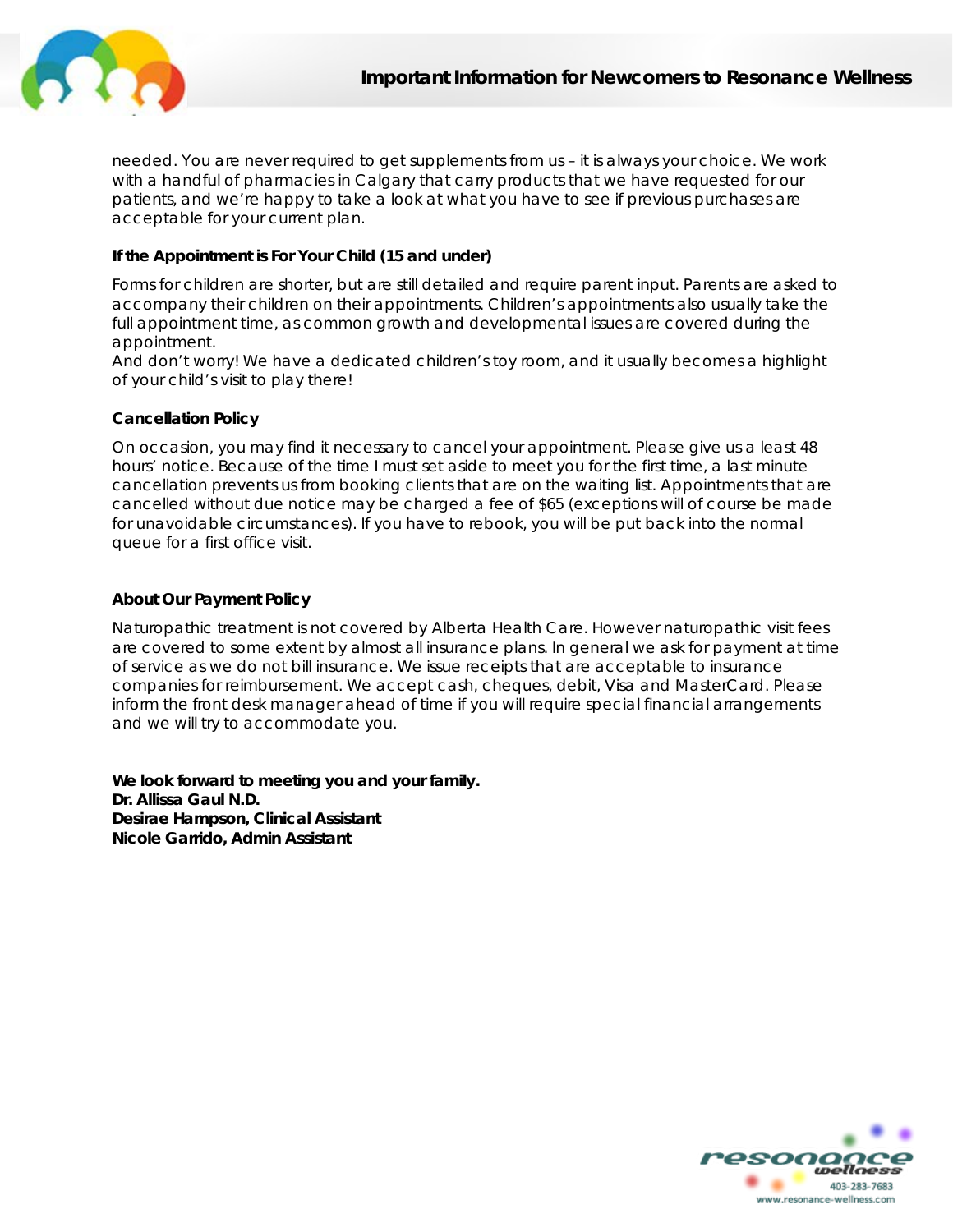needed. You are never required to get supplements from us – it is always your choice. We work with a handful of pharmacies in Calgary that carry products that we have requested for our patients, and we're happy to take a look at what you have to see if previous purchases are acceptable for your current plan.

### If the Appointment is For Your Child (15 and under)

Forms for children are shorter, but are still detailed and require parent input. Parents are asked to accompany their children on their appointments. Children's appointments also usually take the full appointment time, as common growth and developmental issues are covered during the appointment.
And don't worry! We have a dedicated children's toy room, and it usually becomes a highlight of your child's visit to play there!

### Cancellation Policy

On occasion, you may find it necessary to cancel your appointment. Please give us a least 48 hours' notice. Because of the time I must set aside to meet you for the first time, a last minute cancellation prevents us from booking clients that are on the waiting list. Appointments that are cancelled without due notice may be charged a fee of $65 (exceptions will of course be made for unavoidable circumstances). If you have to rebook, you will be put back into the normal queue for a first office visit.

### About Our Payment Policy

Naturopathic treatment is not covered by Alberta Health Care. However naturopathic visit fees are covered to some extent by almost all insurance plans. In general we ask for payment at time of service as we do not bill insurance. We issue receipts that are acceptable to insurance companies for reimbursement. We accept cash, cheques, debit, Visa and MasterCard. Please inform the front desk manager ahead of time if you will require special financial arrangements and we will try to accommodate you.

**We look forward to meeting you and your family.**
**Dr. Allissa Gaul N.D.**
**Desirae Hampson, Clinical Assistant**
**Nicole Garrido, Admin Assistant**

resonance wellness
403-283-7683
www.resonance-wellness.com